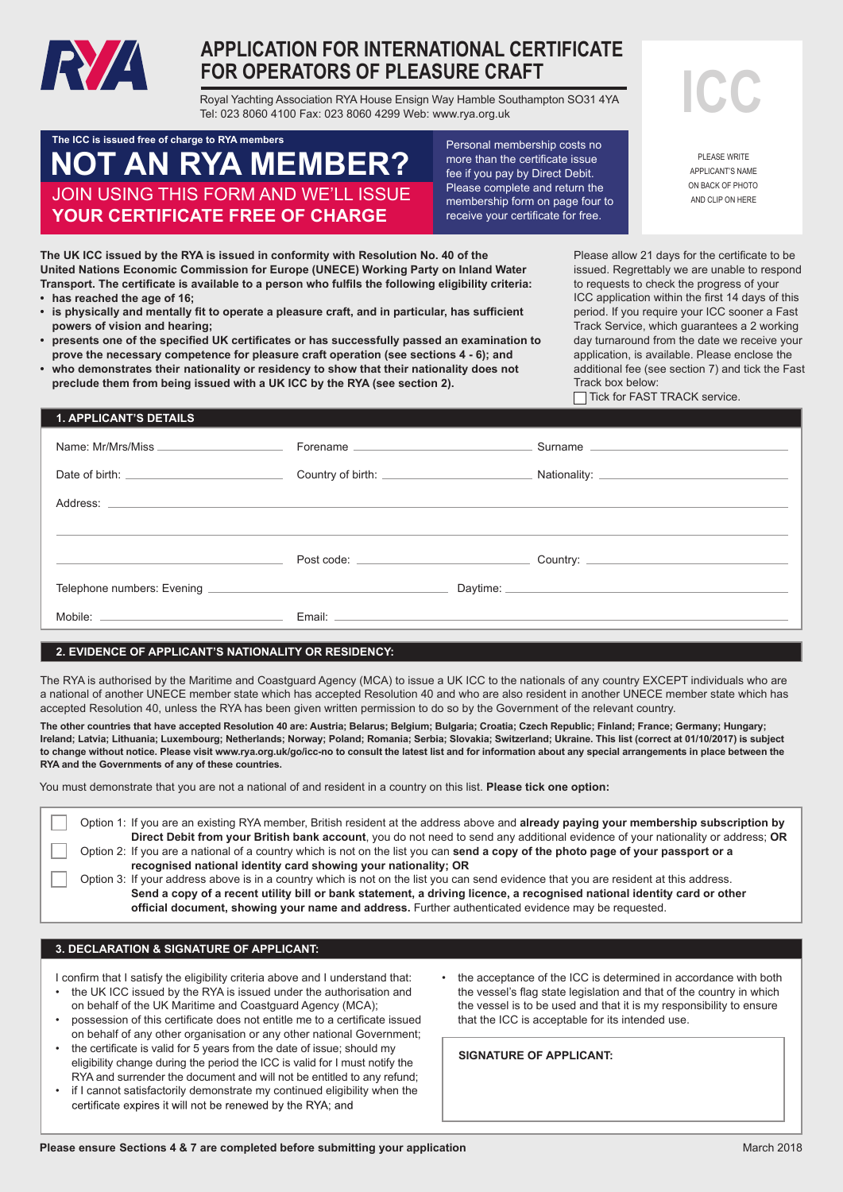# APPLICATION FOR INTERNATIONAL CERTIFICATE FOR OPERATORS OF PLEASURE CRAFT

Royal Yachting Association RYA House Ensign Way Hamble Southampton SO31 4YA
Tel: 023 8060 4100 Fax: 023 8060 4299 Web: www.rya.org.uk

**ICC**

PLEASE WRITE APPLICANT'S NAME ON BACK OF PHOTO AND CLIP ON HERE

**The ICC is issued free of charge to RYA members**

## NOT AN RYA MEMBER?

JOIN USING THIS FORM AND WE'LL ISSUE **YOUR CERTIFICATE FREE OF CHARGE**

Personal membership costs no more than the certificate issue fee if you pay by Direct Debit. Please complete and return the membership form on page four to receive your certificate for free.

**The UK ICC issued by the RYA is issued in conformity with Resolution No. 40 of the United Nations Economic Commission for Europe (UNECE) Working Party on Inland Water Transport. The certificate is available to a person who fulfils the following eligibility criteria:**

- **has reached the age of 16;**
- **is physically and mentally fit to operate a pleasure craft, and in particular, has sufficient powers of vision and hearing;**
- **presents one of the specified UK certificates or has successfully passed an examination to prove the necessary competence for pleasure craft operation (see sections 4 - 6); and**
- **who demonstrates their nationality or residency to show that their nationality does not preclude them from being issued with a UK ICC by the RYA (see section 2).**

Please allow 21 days for the certificate to be issued. Regrettably we are unable to respond to requests to check the progress of your ICC application within the first 14 days of this period. If you require your ICC sooner a Fast Track Service, which guarantees a 2 working day turnaround from the date we receive your application, is available. Please enclose the additional fee (see section 7) and tick the Fast Track box below:

☐ Tick for FAST TRACK service.

### 1. APPLICANT'S DETAILS

Name: Mr/Mrs/Miss ______ Forename ______ Surname ______

Date of birth: ______ Country of birth: ______ Nationality: ______

Address: ______

______ Post code: ______ Country: ______

Telephone numbers: Evening ______ Daytime: ______

Mobile: ______ Email: ______

### 2. EVIDENCE OF APPLICANT'S NATIONALITY OR RESIDENCY:

The RYA is authorised by the Maritime and Coastguard Agency (MCA) to issue a UK ICC to the nationals of any country EXCEPT individuals who are a national of another UNECE member state which has accepted Resolution 40 and who are also resident in another UNECE member state which has accepted Resolution 40, unless the RYA has been given written permission to do so by the Government of the relevant country.

**The other countries that have accepted Resolution 40 are: Austria; Belarus; Belgium; Bulgaria; Croatia; Czech Republic; Finland; France; Germany; Hungary; Ireland; Latvia; Lithuania; Luxembourg; Netherlands; Norway; Poland; Romania; Serbia; Slovakia; Switzerland; Ukraine. This list (correct at 01/10/2017) is subject to change without notice. Please visit www.rya.org.uk/go/icc-no to consult the latest list and for information about any special arrangements in place between the RYA and the Governments of any of these countries.**

You must demonstrate that you are not a national of and resident in a country on this list. **Please tick one option:**

☐ Option 1: If you are an existing RYA member, British resident at the address above and **already paying your membership subscription by Direct Debit from your British bank account**, you do not need to send any additional evidence of your nationality or address; **OR**

☐ Option 2: If you are a national of a country which is not on the list you can **send a copy of the photo page of your passport or a recognised national identity card showing your nationality; OR**

☐ Option 3: If your address above is in a country which is not on the list you can send evidence that you are resident at this address. **Send a copy of a recent utility bill or bank statement, a driving licence, a recognised national identity card or other official document, showing your name and address.** Further authenticated evidence may be requested.

### 3. DECLARATION & SIGNATURE OF APPLICANT:

I confirm that I satisfy the eligibility criteria above and I understand that:

- the UK ICC issued by the RYA is issued under the authorisation and on behalf of the UK Maritime and Coastguard Agency (MCA);
- possession of this certificate does not entitle me to a certificate issued on behalf of any other organisation or any other national Government;
- the certificate is valid for 5 years from the date of issue; should my eligibility change during the period the ICC is valid for I must notify the RYA and surrender the document and will not be entitled to any refund;
- if I cannot satisfactorily demonstrate my continued eligibility when the certificate expires it will not be renewed by the RYA; and
- the acceptance of the ICC is determined in accordance with both the vessel's flag state legislation and that of the country in which the vessel is to be used and that it is my responsibility to ensure that the ICC is acceptable for its intended use.

**SIGNATURE OF APPLICANT:**

**Please ensure Sections 4 & 7 are completed before submitting your application**

March 2018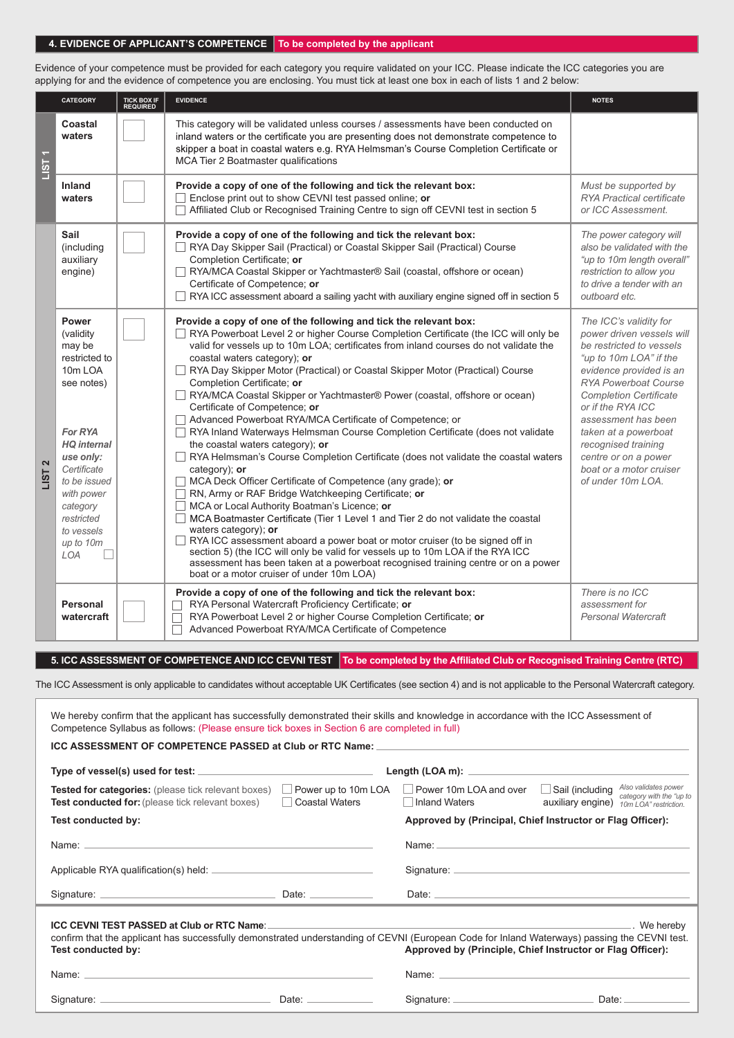## 4. EVIDENCE OF APPLICANT'S COMPETENCE — To be completed by the applicant

Evidence of your competence must be provided for each category you require validated on your ICC. Please indicate the ICC categories you are applying for and the evidence of competence you are enclosing. You must tick at least one box in each of lists 1 and 2 below:

| | CATEGORY | TICK BOX IF REQUIRED | EVIDENCE | NOTES |
|---|---|---|---|---|
| LIST 1 | **Coastal waters** | ☐ | This category will be validated unless courses / assessments have been conducted on inland waters or the certificate you are presenting does not demonstrate competence to skipper a boat in coastal waters e.g. RYA Helmsman's Course Completion Certificate or MCA Tier 2 Boatmaster qualifications | |
| LIST 1 | **Inland waters** | ☐ | **Provide a copy of one of the following and tick the relevant box:**<br>☐ Enclose print out to show CEVNI test passed online; **or**<br>☐ Affiliated Club or Recognised Training Centre to sign off CEVNI test in section 5 | *Must be supported by RYA Practical certificate or ICC Assessment.* |
| LIST 2 | **Sail** (including auxiliary engine) | ☐ | **Provide a copy of one of the following and tick the relevant box:**<br>☐ RYA Day Skipper Sail (Practical) or Coastal Skipper Sail (Practical) Course Completion Certificate; **or**<br>☐ RYA/MCA Coastal Skipper or Yachtmaster® Sail (coastal, offshore or ocean) Certificate of Competence; **or**<br>☐ RYA ICC assessment aboard a sailing yacht with auxiliary engine signed off in section 5 | *The power category will also be validated with the "up to 10m length overall" restriction to allow you to drive a tender with an outboard etc.* |
| LIST 2 | **Power** (validity may be restricted to 10m LOA see notes)<br><br>***For RYA HQ internal use only:*** *Certificate to be issued with power category restricted to vessels up to 10m LOA* ☐ | ☐ | **Provide a copy of one of the following and tick the relevant box:**<br>☐ RYA Powerboat Level 2 or higher Course Completion Certificate (the ICC will only be valid for vessels up to 10m LOA; certificates from inland courses do not validate the coastal waters category); **or**<br>☐ RYA Day Skipper Motor (Practical) or Coastal Skipper Motor (Practical) Course Completion Certificate; **or**<br>☐ RYA/MCA Coastal Skipper or Yachtmaster® Power (coastal, offshore or ocean) Certificate of Competence; **or**<br>☐ Advanced Powerboat RYA/MCA Certificate of Competence; or<br>☐ RYA Inland Waterways Helmsman Course Completion Certificate (does not validate the coastal waters category); **or**<br>☐ RYA Helmsman's Course Completion Certificate (does not validate the coastal waters category); **or**<br>☐ MCA Deck Officer Certificate of Competence (any grade); **or**<br>☐ RN, Army or RAF Bridge Watchkeeping Certificate; **or**<br>☐ MCA or Local Authority Boatman's Licence; **or**<br>☐ MCA Boatmaster Certificate (Tier 1 Level 1 and Tier 2 do not validate the coastal waters category); **or**<br>☐ RYA ICC assessment aboard a power boat or motor cruiser (to be signed off in section 5) (the ICC will only be valid for vessels up to 10m LOA if the RYA ICC assessment has been taken at a powerboat recognised training centre or on a power boat or a motor cruiser of under 10m LOA) | *The ICC's validity for power driven vessels will be restricted to vessels "up to 10m LOA" if the evidence provided is an RYA Powerboat Course Completion Certificate or if the RYA ICC assessment has been taken at a powerboat recognised training centre or on a power boat or a motor cruiser of under 10m LOA.* |
| LIST 2 | **Personal watercraft** | ☐ | **Provide a copy of one of the following and tick the relevant box:**<br>☐ RYA Personal Watercraft Proficiency Certificate; **or**<br>☐ RYA Powerboat Level 2 or higher Course Completion Certificate; **or**<br>☐ Advanced Powerboat RYA/MCA Certificate of Competence | *There is no ICC assessment for Personal Watercraft* |

## 5. ICC ASSESSMENT OF COMPETENCE AND ICC CEVNI TEST — To be completed by the Affiliated Club or Recognised Training Centre (RTC)

The ICC Assessment is only applicable to candidates without acceptable UK Certificates (see section 4) and is not applicable to the Personal Watercraft category.

We hereby confirm that the applicant has successfully demonstrated their skills and knowledge in accordance with the ICC Assessment of Competence Syllabus as follows: (Please ensure tick boxes in Section 6 are completed in full)

**ICC ASSESSMENT OF COMPETENCE PASSED at Club or RTC Name:** ______________________________

**Type of vessel(s) used for test:** ______________________ **Length (LOA m):** ______________________

**Tested for categories:** (please tick relevant boxes) ☐ Power up to 10m LOA ☐ Power 10m LOA and over ☐ Sail (including auxiliary engine) *Also validates power category with the "up to 10m LOA" restriction.*

**Test conducted for:** (please tick relevant boxes) ☐ Coastal Waters ☐ Inland Waters

**Test conducted by:**

Name: ______________________

Applicable RYA qualification(s) held: ______________________

Signature: ______________________ Date: __________

**Approved by (Principal, Chief Instructor or Flag Officer):**

Name: ______________________

Signature: ______________________

Date: ______________________

**ICC CEVNI TEST PASSED at Club or RTC Name**: ______________________________. We hereby confirm that the applicant has successfully demonstrated understanding of CEVNI (European Code for Inland Waterways) passing the CEVNI test.

**Test conducted by:**

Name: ______________________

Signature: ______________________ Date: __________

**Approved by (Principle, Chief Instructor or Flag Officer):**

Name: ______________________

Signature: ______________________ Date: __________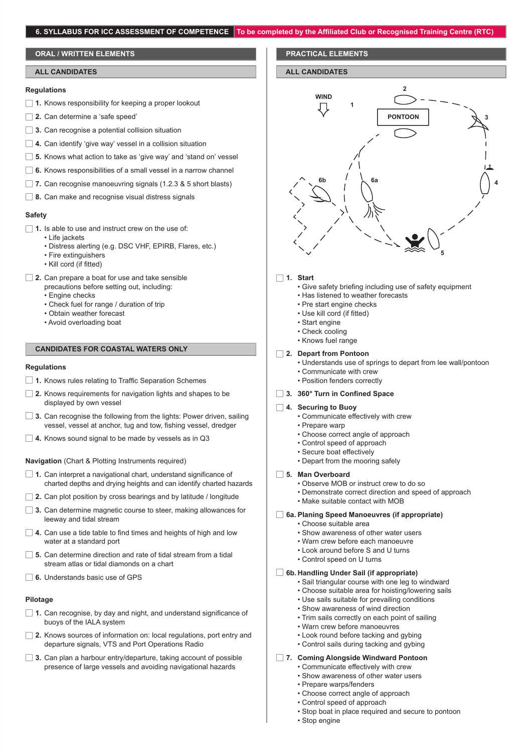## 6. SYLLABUS FOR ICC ASSESSMENT OF COMPETENCE

To be completed by the Affiliated Club or Recognised Training Centre (RTC)

### ORAL / WRITTEN ELEMENTS

#### ALL CANDIDATES

**Regulations**

- ☐ **1.** Knows responsibility for keeping a proper lookout
- ☐ **2.** Can determine a 'safe speed'
- ☐ **3.** Can recognise a potential collision situation
- ☐ **4.** Can identify 'give way' vessel in a collision situation
- ☐ **5.** Knows what action to take as 'give way' and 'stand on' vessel
- ☐ **6.** Knows responsibilities of a small vessel in a narrow channel
- ☐ **7.** Can recognise manoeuvring signals (1.2.3 & 5 short blasts)
- ☐ **8.** Can make and recognise visual distress signals

**Safety**

- ☐ **1.** Is able to use and instruct crew on the use of:
  - Life jackets
  - Distress alerting (e.g. DSC VHF, EPIRB, Flares, etc.)
  - Fire extinguishers
  - Kill cord (if fitted)
- ☐ **2.** Can prepare a boat for use and take sensible precautions before setting out, including:
  - Engine checks
  - Check fuel for range / duration of trip
  - Obtain weather forecast
  - Avoid overloading boat

#### CANDIDATES FOR COASTAL WATERS ONLY

**Regulations**

- ☐ **1.** Knows rules relating to Traffic Separation Schemes
- ☐ **2.** Knows requirements for navigation lights and shapes to be displayed by own vessel
- ☐ **3.** Can recognise the following from the lights: Power driven, sailing vessel, vessel at anchor, tug and tow, fishing vessel, dredger
- ☐ **4.** Knows sound signal to be made by vessels as in Q3

**Navigation** (Chart & Plotting Instruments required)

- ☐ **1.** Can interpret a navigational chart, understand significance of charted depths and drying heights and can identify charted hazards
- ☐ **2.** Can plot position by cross bearings and by latitude / longitude
- ☐ **3.** Can determine magnetic course to steer, making allowances for leeway and tidal stream
- ☐ **4.** Can use a tide table to find times and heights of high and low water at a standard port
- ☐ **5.** Can determine direction and rate of tidal stream from a tidal stream atlas or tidal diamonds on a chart
- ☐ **6.** Understands basic use of GPS

**Pilotage**

- ☐ **1.** Can recognise, by day and night, and understand significance of buoys of the IALA system
- ☐ **2.** Knows sources of information on: local regulations, port entry and departure signals, VTS and Port Operations Radio
- ☐ **3.** Can plan a harbour entry/departure, taking account of possible presence of large vessels and avoiding navigational hazards

### PRACTICAL ELEMENTS

#### ALL CANDIDATES

WIND — 1 — 2 — PONTOON — 3 — 4 — 5 — 6a — 6b

- ☐ **1. Start**
  - Give safety briefing including use of safety equipment
  - Has listened to weather forecasts
  - Pre start engine checks
  - Use kill cord (if fitted)
  - Start engine
  - Check cooling
  - Knows fuel range
- ☐ **2. Depart from Pontoon**
  - Understands use of springs to depart from lee wall/pontoon
  - Communicate with crew
  - Position fenders correctly
- ☐ **3. 360° Turn in Confined Space**
- ☐ **4. Securing to Buoy**
  - Communicate effectively with crew
  - Prepare warp
  - Choose correct angle of approach
  - Control speed of approach
  - Secure boat effectively
  - Depart from the mooring safely
- ☐ **5. Man Overboard**
  - Observe MOB or instruct crew to do so
  - Demonstrate correct direction and speed of approach
  - Make suitable contact with MOB
- ☐ **6a. Planing Speed Manoeuvres (if appropriate)**
  - Choose suitable area
  - Show awareness of other water users
  - Warn crew before each manoeuvre
  - Look around before S and U turns
  - Control speed on U turns
- ☐ **6b. Handling Under Sail (if appropriate)**
  - Sail triangular course with one leg to windward
  - Choose suitable area for hoisting/lowering sails
  - Use sails suitable for prevailing conditions
  - Show awareness of wind direction
  - Trim sails correctly on each point of sailing
  - Warn crew before manoeuvres
  - Look round before tacking and gybing
  - Control sails during tacking and gybing
- ☐ **7. Coming Alongside Windward Pontoon**
  - Communicate effectively with crew
  - Show awareness of other water users
  - Prepare warps/fenders
  - Choose correct angle of approach
  - Control speed of approach
  - Stop boat in place required and secure to pontoon
  - Stop engine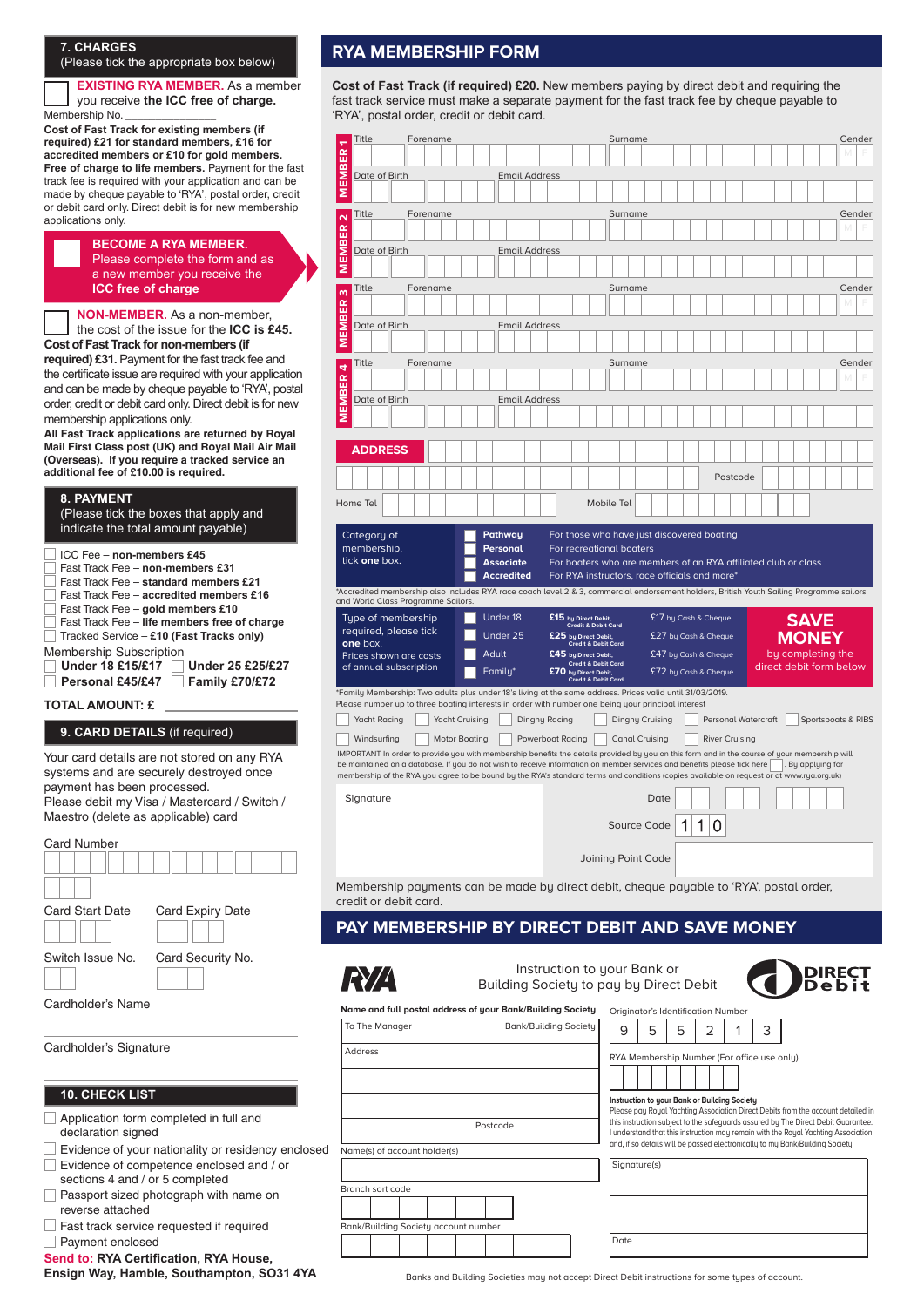## 7. CHARGES

(Please tick the appropriate box below)

☐ **EXISTING RYA MEMBER.** As a member you receive **the ICC free of charge.**

Membership No.

**Cost of Fast Track for existing members (if required) £21 for standard members, £16 for accredited members or £10 for gold members. Free of charge to life members.** Payment for the fast track fee is required with your application and can be made by cheque payable to 'RYA', postal order, credit or debit card only. Direct debit is for new membership applications only.

**BECOME A RYA MEMBER.** Please complete the form and as a new member you receive the **ICC free of charge**

☐ **NON-MEMBER.** As a non-member, the cost of the issue for the **ICC is £45.**

**Cost of Fast Track for non-members (if required) £31.** Payment for the fast track fee and the certificate issue are required with your application and can be made by cheque payable to 'RYA', postal order, credit or debit card only. Direct debit is for new membership applications only.

**All Fast Track applications are returned by Royal Mail First Class post (UK) and Royal Mail Air Mail (Overseas). If you require a tracked service an additional fee of £10.00 is required.**

## 8. PAYMENT

(Please tick the boxes that apply and indicate the total amount payable)

- ☐ ICC Fee – **non-members £45**
- ☐ Fast Track Fee – **non-members £31**
- ☐ Fast Track Fee – **standard members £21**
- ☐ Fast Track Fee – **accredited members £16**
- ☐ Fast Track Fee – **gold members £10**
- ☐ Fast Track Fee – **life members free of charge**
- ☐ Tracked Service – **£10 (Fast Tracks only)**

Membership Subscription

- ☐ **Under 18 £15/£17** ☐ **Under 25 £25/£27**
- ☐ **Personal £45/£47** ☐ **Family £70/£72**

**TOTAL AMOUNT: £** ____________

## 9. CARD DETAILS (if required)

Your card details are not stored on any RYA systems and are securely destroyed once payment has been processed.

Please debit my Visa / Mastercard / Switch / Maestro (delete as applicable) card

Card Number

Card Start Date

Card Expiry Date

Switch Issue No.

Card Security No.

Cardholder's Name

Cardholder's Signature

## 10. CHECK LIST

- ☐ Application form completed in full and declaration signed
- ☐ Evidence of your nationality or residency enclosed
- ☐ Evidence of competence enclosed and / or sections 4 and / or 5 completed
- ☐ Passport sized photograph with name on reverse attached
- ☐ Fast track service requested if required
- ☐ Payment enclosed

**Send to: RYA Certification, RYA House, Ensign Way, Hamble, Southampton, SO31 4YA**

# RYA MEMBERSHIP FORM

**Cost of Fast Track (if required) £20.** New members paying by direct debit and requiring the fast track service must make a separate payment for the fast track fee by cheque payable to 'RYA', postal order, credit or debit card.

| | | | | |
|---|---|---|---|---|
| MEMBER 1 | Title | Forename | Surname | Gender M / F |
| | Date of Birth | Email Address | | |
| MEMBER 2 | Title | Forename | Surname | Gender M / F |
| | Date of Birth | Email Address | | |
| MEMBER 3 | Title | Forename | Surname | Gender M / F |
| | Date of Birth | Email Address | | |
| MEMBER 4 | Title | Forename | Surname | Gender M / F |
| | Date of Birth | Email Address | | |

**ADDRESS**

Postcode

Home Tel

Mobile Tel

Category of membership, tick **one** box.

| | | |
|---|---|---|
| ☐ | **Pathway** | For those who have just discovered boating |
| ☐ | **Personal** | For recreational boaters |
| ☐ | **Associate** | For boaters who are members of an RYA affiliated club or class |
| ☐ | **Accredited** | For RYA instructors, race officials and more* |

*Accredited membership also includes RYA race coach level 2 & 3, commercial endorsement holders, British Youth Sailing Programme sailors and World Class Programme Sailors.

Type of membership required, please tick **one** box.
Prices shown are costs of annual subscription

| | | | |
|---|---|---|---|
| ☐ | Under 18 | £15 by Direct Debit, Credit & Debit Card | £17 by Cash & Cheque |
| ☐ | Under 25 | £25 by Direct Debit, Credit & Debit Card | £27 by Cash & Cheque |
| ☐ | Adult | £45 by Direct Debit, Credit & Debit Card | £47 by Cash & Cheque |
| ☐ | Family* | £70 by Direct Debit, Credit & Debit Card | £72 by Cash & Cheque |

**SAVE MONEY** by completing the direct debit form below

*Family Membership: Two adults plus under 18's living at the same address. Prices valid until 31/03/2019.

Please number up to three boating interests in order with number one being your principal interest

☐ Yacht Racing ☐ Yacht Cruising ☐ Dinghy Racing ☐ Dinghy Cruising ☐ Personal Watercraft ☐ Sportsboats & RIBS
☐ Windsurfing ☐ Motor Boating ☐ Powerboat Racing ☐ Canal Cruising ☐ River Cruising

IMPORTANT In order to provide you with membership benefits the details provided by you on this form and in the course of your membership will be maintained on a database. If you do not wish to receive information on member services and benefits please tick here ☐. By applying for membership of the RYA you agree to be bound by the RYA's standard terms and conditions (copies available on request or at www.rya.org.uk)

Signature

Date

Source Code 1 1 0

Joining Point Code

Membership payments can be made by direct debit, cheque payable to 'RYA', postal order, credit or debit card.

# PAY MEMBERSHIP BY DIRECT DEBIT AND SAVE MONEY

RYA

Instruction to your Bank or Building Society to pay by Direct Debit

DIRECT Debit

**Name and full postal address of your Bank/Building Society**

To The Manager Bank/Building Society

Address

Postcode

Name(s) of account holder(s)

Branch sort code

Bank/Building Society account number

Originator's Identification Number

9 5 5 2 1 3

RYA Membership Number (For office use only)

**Instruction to your Bank or Building Society**

Please pay Royal Yachting Association Direct Debits from the account detailed in this instruction subject to the safeguards assured by The Direct Debit Guarantee. I understand that this instruction may remain with the Royal Yachting Association and, if so details will be passed electronically to my Bank/Building Society.

Signature(s)

Date

Banks and Building Societies may not accept Direct Debit instructions for some types of account.